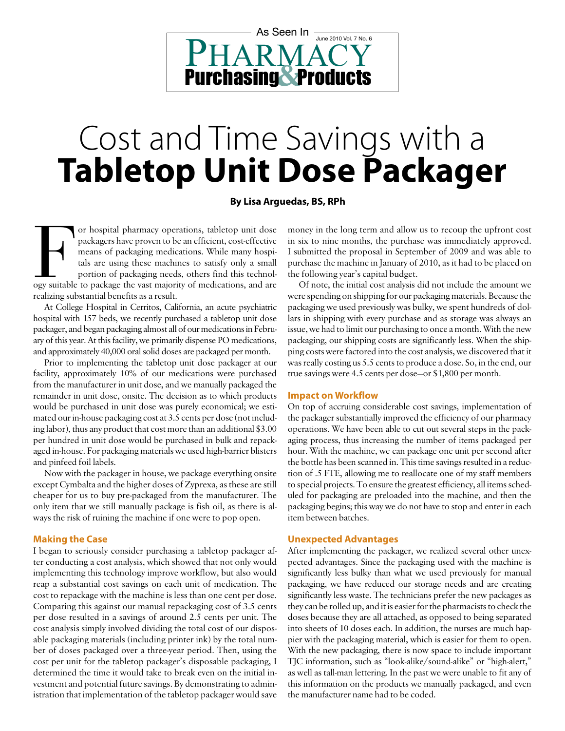As Seen In

Pharmacy Purchasing & Products

June 2010 Vol. 7 No. 6

# Cost and Time Savings with a **Tableotop Unit Dose Packager**

**By Lisa Arguedas, BS, RPh**

For hospital pharmacy operations, tabletop unit dose packagers have proven to be an efficient, cost-effective means of packaging medications. While many hospitals are using these machines to satisfy only a small portion of packaging needs, others find this technology suitable to package the vast majority of medications, and are realizing substantial benefits as a result.

At College Hospital in Cerritos, California, an acute psychiatric hospital with 157 beds, we recently purchased a tabletop unit dose packager, and began packaging almost all of our medications in February of this year. At this facility, we primarily dispense PO medications, and approximately 40,000 oral solid doses are packaged per month.

Prior to implementing the tabletop unit dose packager at our facility, approximately 10% of our medications were purchased from the manufacturer in unit dose, and we manually packaged the remainder in unit dose, onsite. The decision as to which products would be purchased in unit dose was purely economical; we estimated our in-house packaging cost at 3.5 cents per dose (not including labor), thus any product that cost more than an additional $3.00 per hundred in unit dose would be purchased in bulk and repackaged in-house. For packaging materials we used high-barrier blisters and pinfeed foil labels.

Now with the packager in house, we package everything onsite except Cymbalta and the higher doses of Zyprexa, as these are still cheaper for us to buy pre-packaged from the manufacturer. The only item that we still manually package is fish oil, as there is always the risk of ruining the machine if one were to pop open.

## Making the Case

I began to seriously consider purchasing a tabletop packager after conducting a cost analysis, which showed that not only would implementing this technology improve workflow, but also would reap a substantial cost savings on each unit of medication. The cost to repackage with the machine is less than one cent per dose. Comparing this against our manual repackaging cost of 3.5 cents per dose resulted in a savings of around 2.5 cents per unit. The cost analysis simply involved dividing the total cost of our disposable packaging materials (including printer ink) by the total number of doses packaged over a three-year period. Then, using the cost per unit for the tabletop packager's disposable packaging, I determined the time it would take to break even on the initial investment and potential future savings. By demonstrating to administration that implementation of the tabletop packager would save money in the long term and allow us to recoup the upfront cost in six to nine months, the purchase was immediately approved. I submitted the proposal in September of 2009 and was able to purchase the machine in January of 2010, as it had to be placed on the following year's capital budget.

Of note, the initial cost analysis did not include the amount we were spending on shipping for our packaging materials. Because the packaging we used previously was bulky, we spent hundreds of dollars in shipping with every purchase and as storage was always an issue, we had to limit our purchasing to once a month. With the new packaging, our shipping costs are significantly less. When the shipping costs were factored into the cost analysis, we discovered that it was really costing us 5.5 cents to produce a dose. So, in the end, our true savings were 4.5 cents per dose—or $1,800 per month.

## Impact on Workflow

On top of accruing considerable cost savings, implementation of the packager substantially improved the efficiency of our pharmacy operations. We have been able to cut out several steps in the packaging process, thus increasing the number of items packaged per hour. With the machine, we can package one unit per second after the bottle has been scanned in. This time savings resulted in a reduction of .5 FTE, allowing me to reallocate one of my staff members to special projects. To ensure the greatest efficiency, all items scheduled for packaging are preloaded into the machine, and then the packaging begins; this way we do not have to stop and enter in each item between batches.

## Unexpected Advantages

After implementing the packager, we realized several other unexpected advantages. Since the packaging used with the machine is significantly less bulky than what we used previously for manual packaging, we have reduced our storage needs and are creating significantly less waste. The technicians prefer the new packages as they can be rolled up, and it is easier for the pharmacists to check the doses because they are all attached, as opposed to being separated into sheets of 10 doses each. In addition, the nurses are much happier with the packaging material, which is easier for them to open. With the new packaging, there is now space to include important TJC information, such as "look-alike/sound-alike" or "high-alert," as well as tall-man lettering. In the past we were unable to fit any of this information on the products we manually packaged, and even the manufacturer name had to be coded.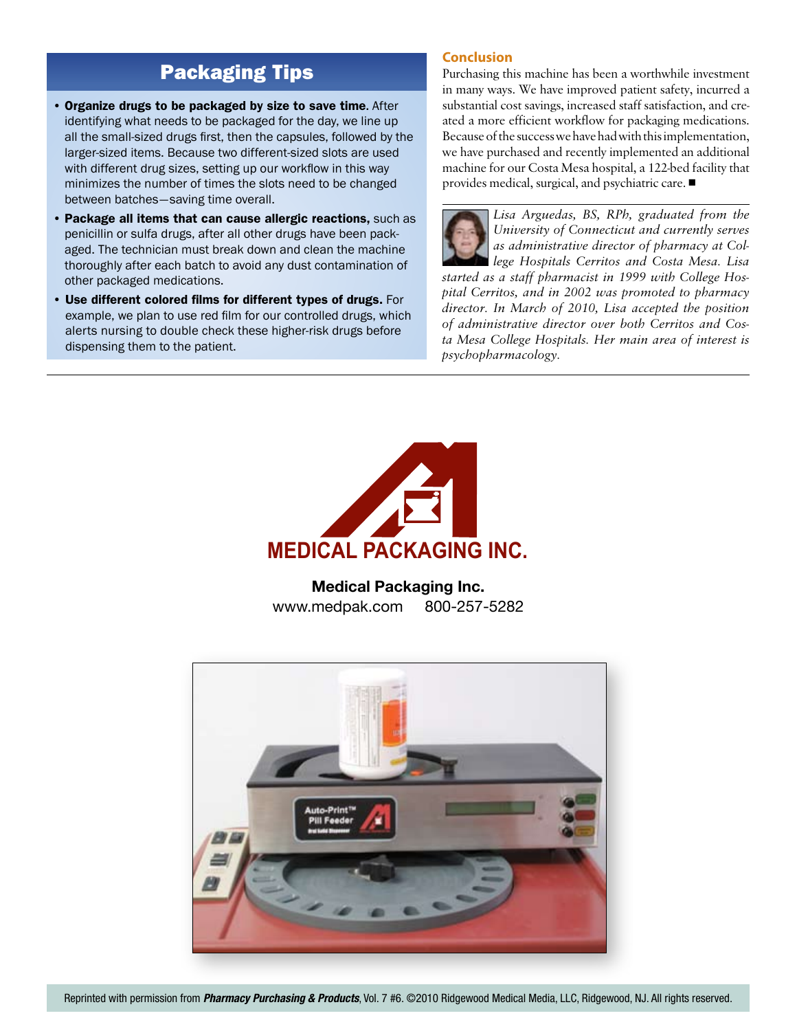## Packaging Tips

- **Organize drugs to be packaged by size to save time.** After identifying what needs to be packaged for the day, we line up all the small-sized drugs first, then the capsules, followed by the larger-sized items. Because two different-sized slots are used with different drug sizes, setting up our workflow in this way minimizes the number of times the slots need to be changed between batches—saving time overall.
- **Package all items that can cause allergic reactions,** such as penicillin or sulfa drugs, after all other drugs have been packaged. The technician must break down and clean the machine thoroughly after each batch to avoid any dust contamination of other packaged medications.
- **Use different colored films for different types of drugs.** For example, we plan to use red film for our controlled drugs, which alerts nursing to double check these higher-risk drugs before dispensing them to the patient.

### Conclusion

Purchasing this machine has been a worthwhile investment in many ways. We have improved patient safety, incurred a substantial cost savings, increased staff satisfaction, and created a more efficient workflow for packaging medications. Because of the success we have had with this implementation, we have purchased and recently implemented an additional machine for our Costa Mesa hospital, a 122-bed facility that provides medical, surgical, and psychiatric care. ■

*Lisa Arguedas, BS, RPh, graduated from the University of Connecticut and currently serves as administrative director of pharmacy at College Hospitals Cerritos and Costa Mesa. Lisa started as a staff pharmacist in 1999 with College Hospital Cerritos, and in 2002 was promoted to pharmacy director. In March of 2010, Lisa accepted the position of administrative director over both Cerritos and Costa Mesa College Hospitals. Her main area of interest is psychopharmacology.*

MEDICAL PACKAGING INC.

**Medical Packaging Inc.**
www.medpak.com 800-257-5282

Reprinted with permission from ***Pharmacy Purchasing & Products***, Vol. 7 #6. ©2010 Ridgewood Medical Media, LLC, Ridgewood, NJ. All rights reserved.